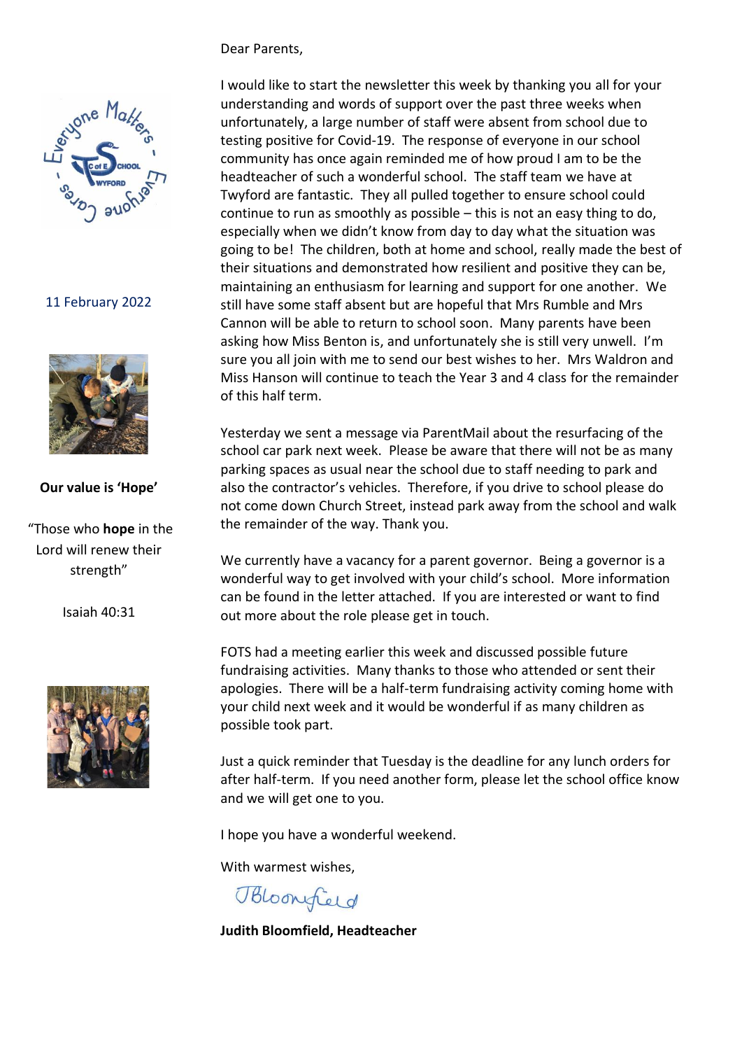11 February 2022

**Our value is 'Hope'**

"Those who **hope** in the Lord will renew their strength"

Isaiah 40:31

Dear Parents,

I would like to start the newsletter this week by thanking you all for your understanding and words of support over the past three weeks when unfortunately, a large number of staff were absent from school due to testing positive for Covid-19. The response of everyone in our school community has once again reminded me of how proud I am to be the headteacher of such a wonderful school. The staff team we have at Twyford are fantastic. They all pulled together to ensure school could continue to run as smoothly as possible – this is not an easy thing to do, especially when we didn't know from day to day what the situation was going to be! The children, both at home and school, really made the best of their situations and demonstrated how resilient and positive they can be, maintaining an enthusiasm for learning and support for one another. We still have some staff absent but are hopeful that Mrs Rumble and Mrs Cannon will be able to return to school soon. Many parents have been asking how Miss Benton is, and unfortunately she is still very unwell. I'm sure you all join with me to send our best wishes to her. Mrs Waldron and Miss Hanson will continue to teach the Year 3 and 4 class for the remainder of this half term.

Yesterday we sent a message via ParentMail about the resurfacing of the school car park next week. Please be aware that there will not be as many parking spaces as usual near the school due to staff needing to park and also the contractor's vehicles. Therefore, if you drive to school please do not come down Church Street, instead park away from the school and walk the remainder of the way. Thank you.

We currently have a vacancy for a parent governor. Being a governor is a wonderful way to get involved with your child's school. More information can be found in the letter attached. If you are interested or want to find out more about the role please get in touch.

FOTS had a meeting earlier this week and discussed possible future fundraising activities. Many thanks to those who attended or sent their apologies. There will be a half-term fundraising activity coming home with your child next week and it would be wonderful if as many children as possible took part.

Just a quick reminder that Tuesday is the deadline for any lunch orders for after half-term. If you need another form, please let the school office know and we will get one to you.

I hope you have a wonderful weekend.

With warmest wishes,

JBloomfield

**Judith Bloomfield, Headteacher**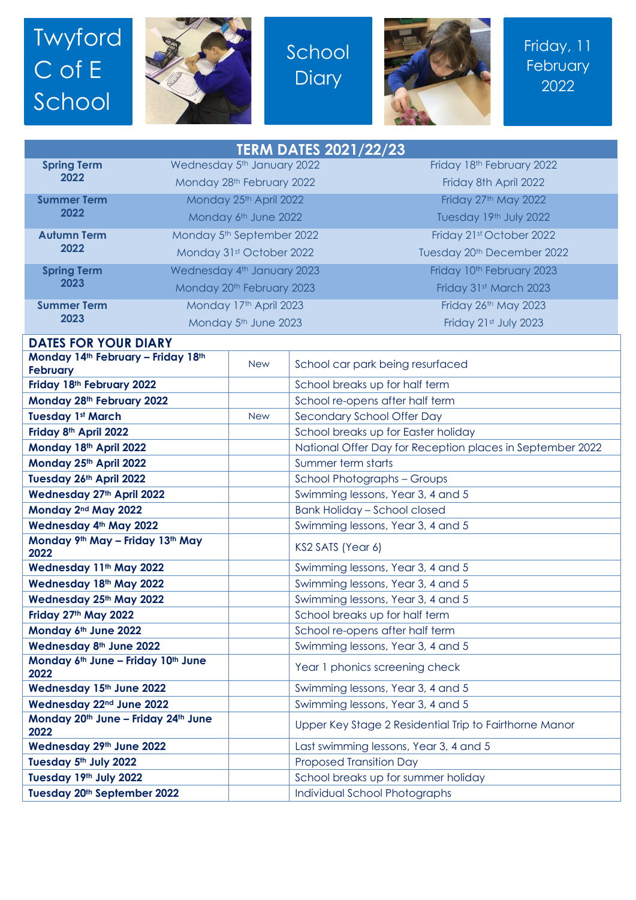# Twyford C of E School

# School Diary

## Friday, 11 February 2022

| TERM DATES 2021/22/23 | | |
|---|---|---|
| **Spring Term 2022** | Wednesday 5th January 2022 | Friday 18th February 2022 |
| | Monday 28th February 2022 | Friday 8th April 2022 |
| **Summer Term 2022** | Monday 25th April 2022 | Friday 27th May 2022 |
| | Monday 6th June 2022 | Tuesday 19th July 2022 |
| **Autumn Term 2022** | Monday 5th September 2022 | Friday 21st October 2022 |
| | Monday 31st October 2022 | Tuesday 20th December 2022 |
| **Spring Term 2023** | Wednesday 4th January 2023 | Friday 10th February 2023 |
| | Monday 20th February 2023 | Friday 31st March 2023 |
| **Summer Term 2023** | Monday 17th April 2023 | Friday 26th May 2023 |
| | Monday 5th June 2023 | Friday 21st July 2023 |

| DATES FOR YOUR DIARY | | |
|---|---|---|
| **Monday 14th February – Friday 18th February** | New | School car park being resurfaced |
| **Friday 18th February 2022** | | School breaks up for half term |
| **Monday 28th February 2022** | | School re-opens after half term |
| **Tuesday 1st March** | New | Secondary School Offer Day |
| **Friday 8th April 2022** | | School breaks up for Easter holiday |
| **Monday 18th April 2022** | | National Offer Day for Reception places in September 2022 |
| **Monday 25th April 2022** | | Summer term starts |
| **Tuesday 26th April 2022** | | School Photographs – Groups |
| **Wednesday 27th April 2022** | | Swimming lessons, Year 3, 4 and 5 |
| **Monday 2nd May 2022** | | Bank Holiday – School closed |
| **Wednesday 4th May 2022** | | Swimming lessons, Year 3, 4 and 5 |
| **Monday 9th May – Friday 13th May 2022** | | KS2 SATS (Year 6) |
| **Wednesday 11th May 2022** | | Swimming lessons, Year 3, 4 and 5 |
| **Wednesday 18th May 2022** | | Swimming lessons, Year 3, 4 and 5 |
| **Wednesday 25th May 2022** | | Swimming lessons, Year 3, 4 and 5 |
| **Friday 27th May 2022** | | School breaks up for half term |
| **Monday 6th June 2022** | | School re-opens after half term |
| **Wednesday 8th June 2022** | | Swimming lessons, Year 3, 4 and 5 |
| **Monday 6th June – Friday 10th June 2022** | | Year 1 phonics screening check |
| **Wednesday 15th June 2022** | | Swimming lessons, Year 3, 4 and 5 |
| **Wednesday 22nd June 2022** | | Swimming lessons, Year 3, 4 and 5 |
| **Monday 20th June – Friday 24th June 2022** | | Upper Key Stage 2 Residential Trip to Fairthorne Manor |
| **Wednesday 29th June 2022** | | Last swimming lessons, Year 3, 4 and 5 |
| **Tuesday 5th July 2022** | | Proposed Transition Day |
| **Tuesday 19th July 2022** | | School breaks up for summer holiday |
| **Tuesday 20th September 2022** | | Individual School Photographs |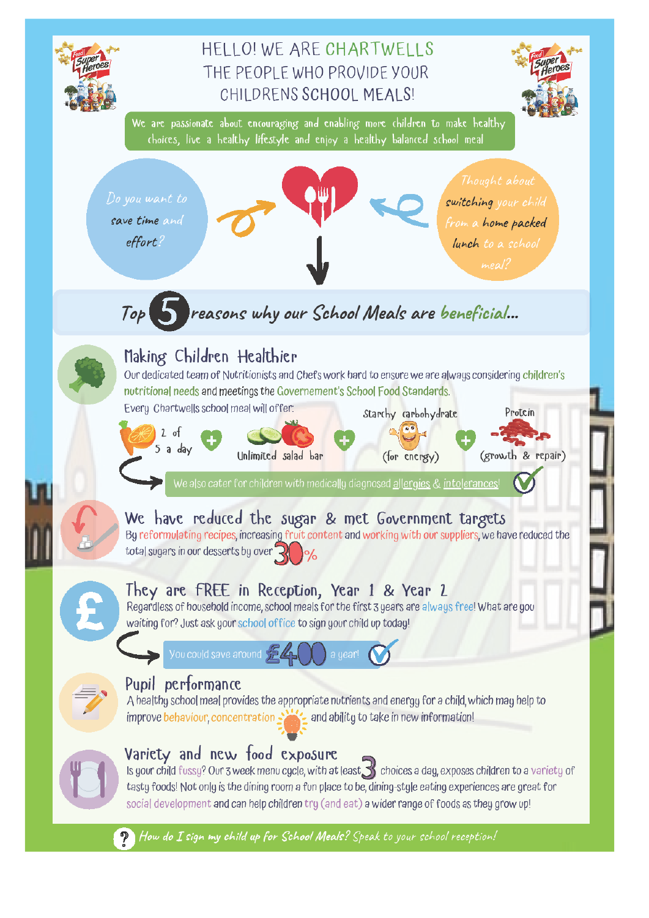# HELLO! WE ARE CHARTWELLS THE PEOPLE WHO PROVIDE YOUR CHILDRENS SCHOOL MEALS!

We are passionate about encouraging and enabling more children to make healthy choices, live a healthy lifestyle and enjoy a healthy balanced school meal

*Do you want to save time and effort?*

*Thought about switching your child from a home packed lunch to a school meal?*

## *Top 5 reasons why our School Meals are beneficial...*

### Making Children Healthier

Our dedicated team of Nutritionists and Chefs work hard to ensure we are always considering children's nutritional needs and meetings the Governement's School Food Standards.

Every Chartwells school meal will offer:

2 of 5 a day + Unlimited salad bar + Starchy carbohydrate (for energy) + Protein (growth & repair)

We also cater for children with medically diagnosed allergies & intolerances!

### We have reduced the sugar & met Government targets

By reformulating recipes, increasing fruit content and working with our suppliers, we have reduced the total sugars in our desserts by over 30%

### They are FREE in Reception, Year 1 & Year 2

Regardless of household income, school meals for the first 3 years are always free! What are you waiting for? Just ask your school office to sign your child up today!

You could save around £400 a year!

### Pupil performance

A healthy school meal provides the appropriate nutrients and energy for a child, which may help to improve behaviour, concentration and ability to take in new information!

### Variety and new food exposure

Is your child fussy? Our 3 week menu cycle, with at least 3 choices a day, exposes children to a variety of tasty foods! Not only is the dining room a fun place to be, dining-style eating experiences are great for social development and can help children try (and eat) a wider range of foods as they grow up!

*How do I sign my child up for School Meals? Speak to your school reception!*